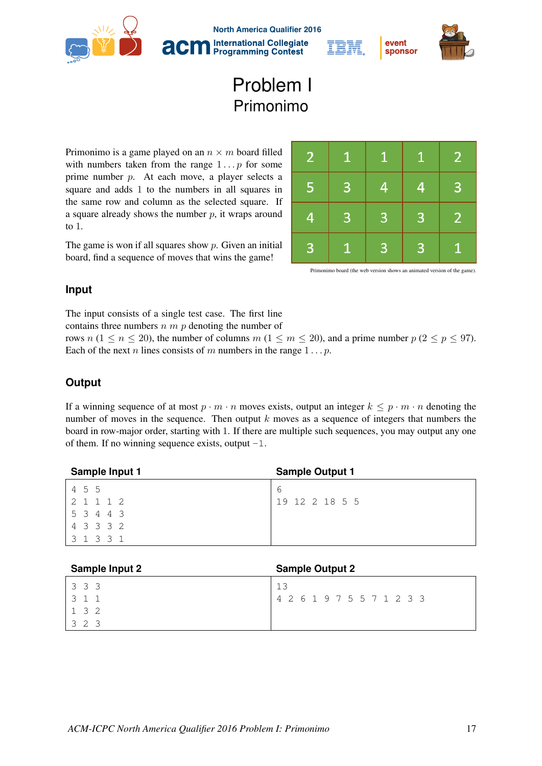# Problem I
## Primonimo

Primonimo is a game played on an $n \times m$ board filled with numbers taken from the range $1 \ldots p$ for some prime number $p$. At each move, a player selects a square and adds 1 to the numbers in all squares in the same row and column as the selected square. If a square already shows the number $p$, it wraps around to 1.

The game is won if all squares show $p$. Given an initial board, find a sequence of moves that wins the game!

| 2 | 1 | 1 | 1 | 2 |
|---|---|---|---|---|
| 5 | 3 | 4 | 4 | 3 |
| 4 | 3 | 3 | 3 | 2 |
| 3 | 1 | 3 | 3 | 1 |

Primonimo board (the web version shows an animated version of the game).

### Input

The input consists of a single test case. The first line contains three numbers $n$ $m$ $p$ denoting the number of rows $n$ ($1 \le n \le 20$), the number of columns $m$ ($1 \le m \le 20$), and a prime number $p$ ($2 \le p \le 97$). Each of the next $n$ lines consists of $m$ numbers in the range $1 \ldots p$.

### Output

If a winning sequence of at most $p \cdot m \cdot n$ moves exists, output an integer $k \le p \cdot m \cdot n$ denoting the number of moves in the sequence. Then output $k$ moves as a sequence of integers that numbers the board in row-major order, starting with 1. If there are multiple such sequences, you may output any one of them. If no winning sequence exists, output `-1`.

**Sample Input 1**

```
4 5 5
2 1 1 1 2
5 3 4 4 3
4 3 3 3 2
3 1 3 3 1
```

**Sample Output 1**

```
6
19 12 2 18 5 5
```

**Sample Input 2**

```
3 3 3
3 1 1
1 3 2
3 2 3
```

**Sample Output 2**

```
13
4 2 6 1 9 7 5 5 7 1 2 3 3
```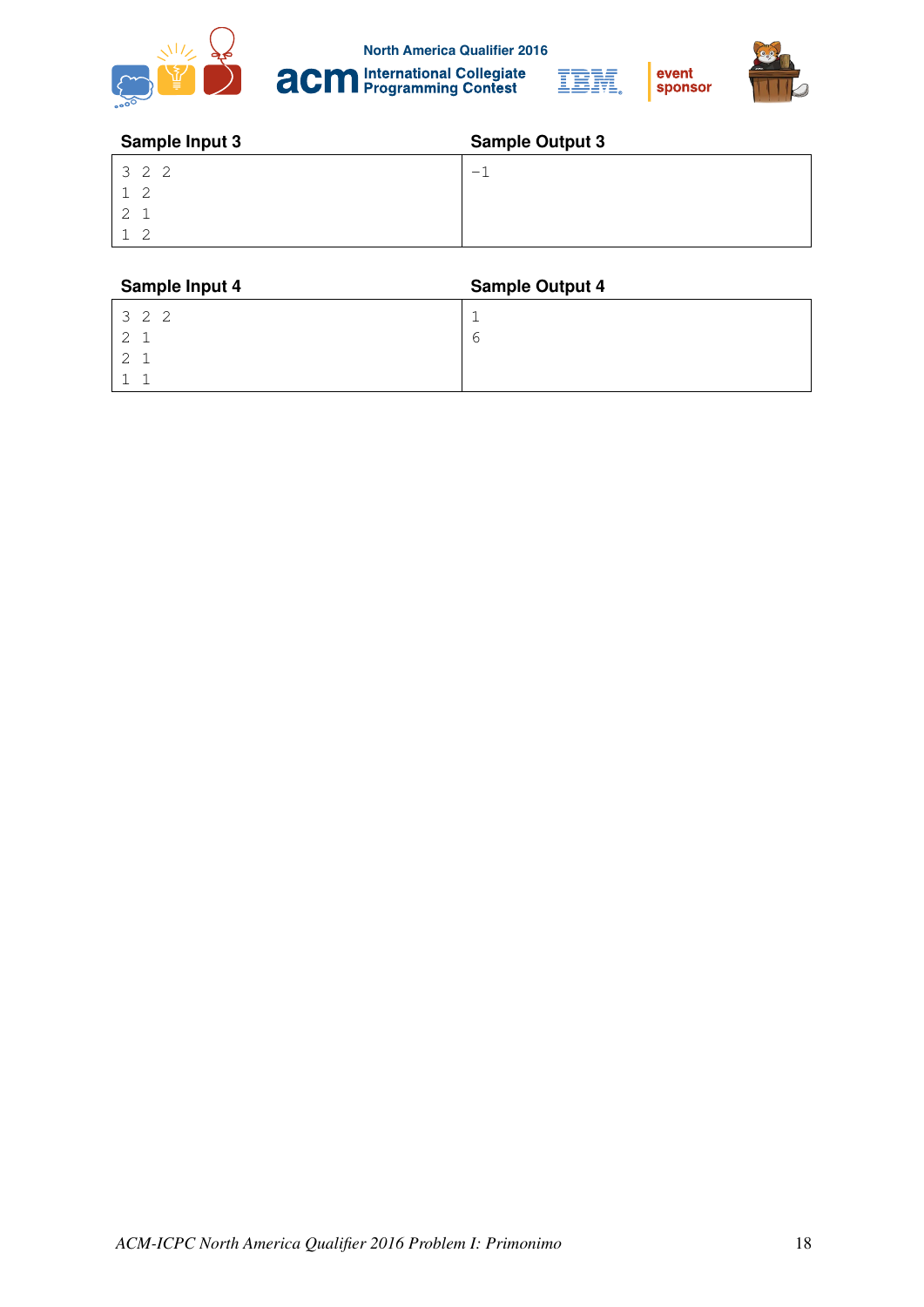| Sample Input 3 | Sample Output 3 |
| --- | --- |
| 3 2 2<br>1 2<br>2 1<br>1 2 | -1 |

| Sample Input 4 | Sample Output 4 |
| --- | --- |
| 3 2 2<br>2 1<br>2 1<br>1 1 | 1<br>6 |